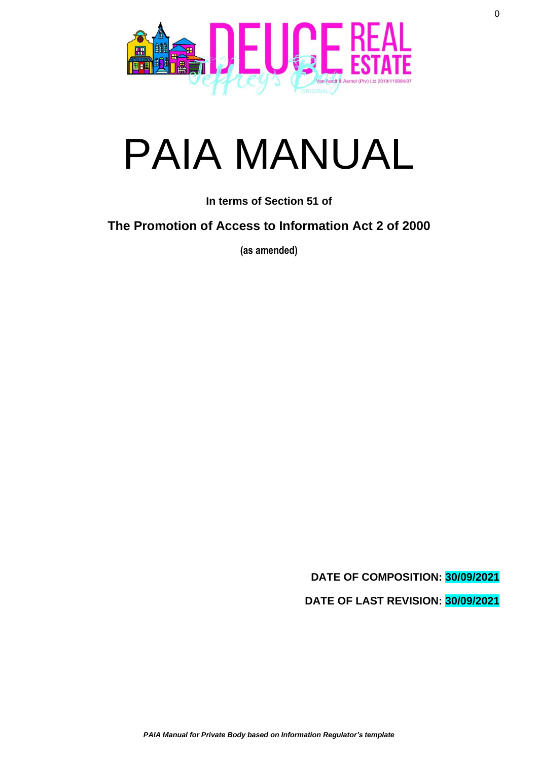# PAIA MANUAL

**In terms of Section 51 of**

**The Promotion of Access to Information Act 2 of 2000**

**(as amended)**

**DATE OF COMPOSITION: 30/09/2021**

**DATE OF LAST REVISION: 30/09/2021**

*PAIA Manual for Private Body based on Information Regulator's template*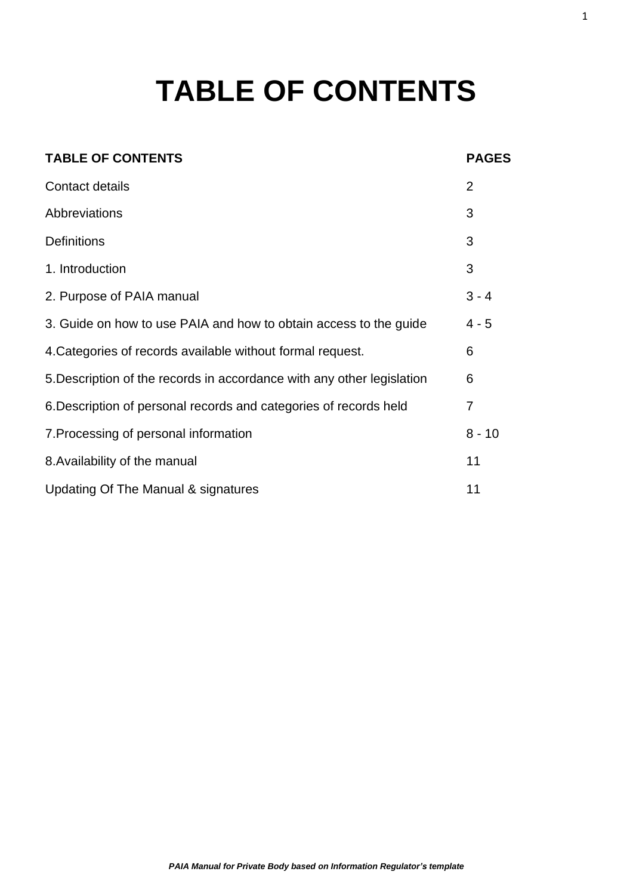# TABLE OF CONTENTS

| TABLE OF CONTENTS | PAGES |
| --- | --- |
| Contact details | 2 |
| Abbreviations | 3 |
| Definitions | 3 |
| 1. Introduction | 3 |
| 2. Purpose of PAIA manual | 3 - 4 |
| 3. Guide on how to use PAIA and how to obtain access to the guide | 4 - 5 |
| 4.Categories of records available without formal request. | 6 |
| 5.Description of the records in accordance with any other legislation | 6 |
| 6.Description of personal records and categories of records held | 7 |
| 7.Processing of personal information | 8 - 10 |
| 8.Availability of the manual | 11 |
| Updating Of The Manual & signatures | 11 |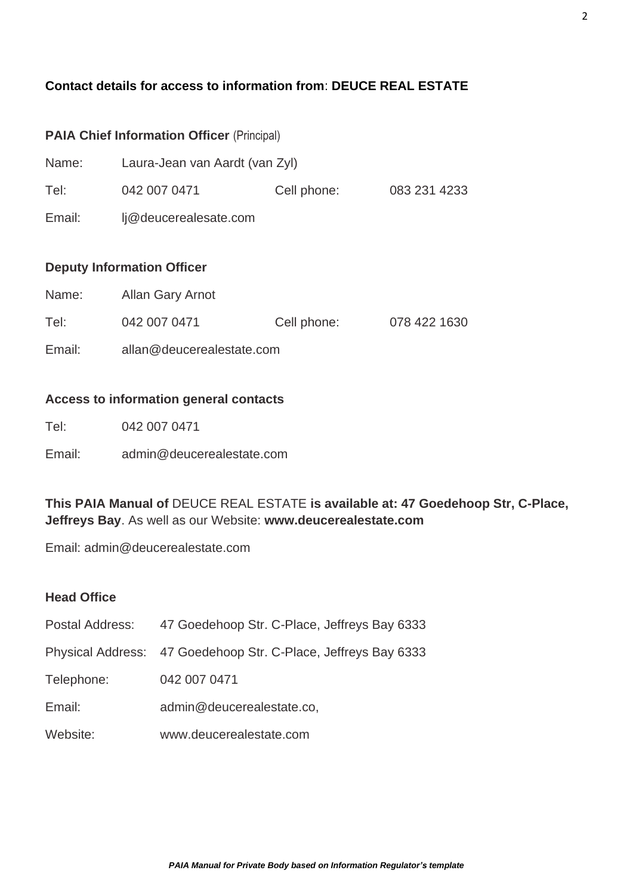**Contact details for access to information from**: **DEUCE REAL ESTATE**

**PAIA Chief Information Officer** (Principal)

| | | | |
|---|---|---|---|
| Name: | Laura-Jean van Aardt (van Zyl) | | |
| Tel: | 042 007 0471 | Cell phone: | 083 231 4233 |
| Email: | lj@deucerealesate.com | | |

**Deputy Information Officer**

| | | | |
|---|---|---|---|
| Name: | Allan Gary Arnot | | |
| Tel: | 042 007 0471 | Cell phone: | 078 422 1630 |
| Email: | allan@deucerealestate.com | | |

**Access to information general contacts**

Tel: 042 007 0471

Email: admin@deucerealestate.com

**This PAIA Manual of** DEUCE REAL ESTATE **is available at: 47 Goedehoop Str, C-Place, Jeffreys Bay**. As well as our Website: **www.deucerealestate.com**

Email: admin@deucerealestate.com

**Head Office**

| | |
|---|---|
| Postal Address: | 47 Goedehoop Str. C-Place, Jeffreys Bay 6333 |
| Physical Address: | 47 Goedehoop Str. C-Place, Jeffreys Bay 6333 |
| Telephone: | 042 007 0471 |
| Email: | admin@deucerealestate.co, |
| Website: | www.deucerealestate.com |

***PAIA Manual for Private Body based on Information Regulator's template***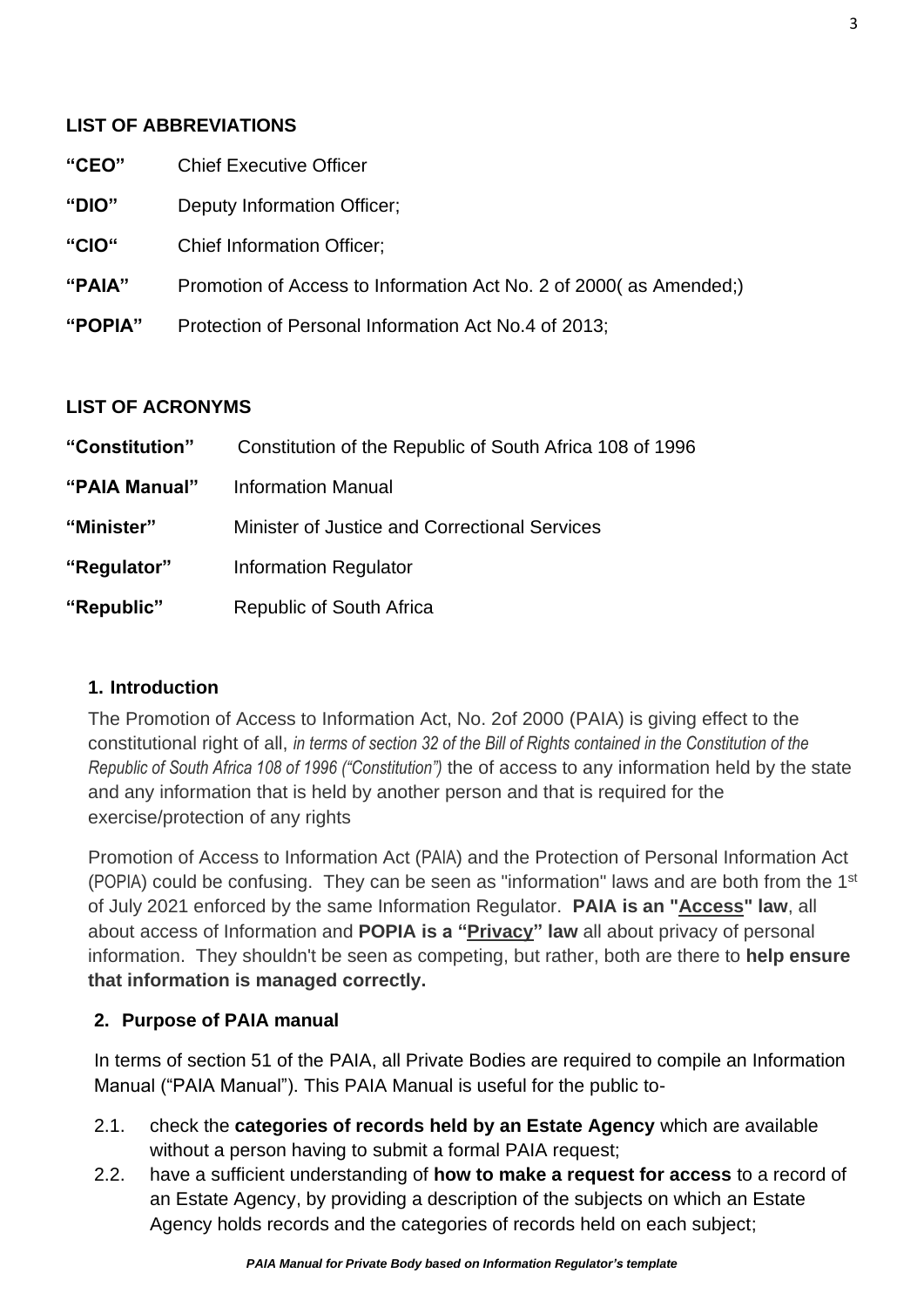## LIST OF ABBREVIATIONS

| | |
|---|---|
| **"CEO"** | Chief Executive Officer |
| **"DIO"** | Deputy Information Officer; |
| **"CIO"** | Chief Information Officer; |
| **"PAIA"** | Promotion of Access to Information Act No. 2 of 2000( as Amended;) |
| **"POPIA"** | Protection of Personal Information Act No.4 of 2013; |

## LIST OF ACRONYMS

| | |
|---|---|
| **"Constitution"** | Constitution of the Republic of South Africa 108 of 1996 |
| **"PAIA Manual"** | Information Manual |
| **"Minister"** | Minister of Justice and Correctional Services |
| **"Regulator"** | Information Regulator |
| **"Republic"** | Republic of South Africa |

### 1. Introduction

The Promotion of Access to Information Act, No. 2of 2000 (PAIA) is giving effect to the constitutional right of all, *in terms of section 32 of the Bill of Rights contained in the Constitution of the Republic of South Africa 108 of 1996 ("Constitution")* the of access to any information held by the state and any information that is held by another person and that is required for the exercise/protection of any rights

Promotion of Access to Information Act (PAIA) and the Protection of Personal Information Act (POPIA) could be confusing. They can be seen as "information" laws and are both from the 1st of July 2021 enforced by the same Information Regulator. **PAIA is an "<u>Access</u>" law**, all about access of Information and **POPIA is a "<u>Privacy</u>" law** all about privacy of personal information. They shouldn't be seen as competing, but rather, both are there to **help ensure that information is managed correctly.**

### 2. Purpose of PAIA manual

In terms of section 51 of the PAIA, all Private Bodies are required to compile an Information Manual ("PAIA Manual"). This PAIA Manual is useful for the public to-

2.1. check the **categories of records held by an Estate Agency** which are available without a person having to submit a formal PAIA request;

2.2. have a sufficient understanding of **how to make a request for access** to a record of an Estate Agency, by providing a description of the subjects on which an Estate Agency holds records and the categories of records held on each subject;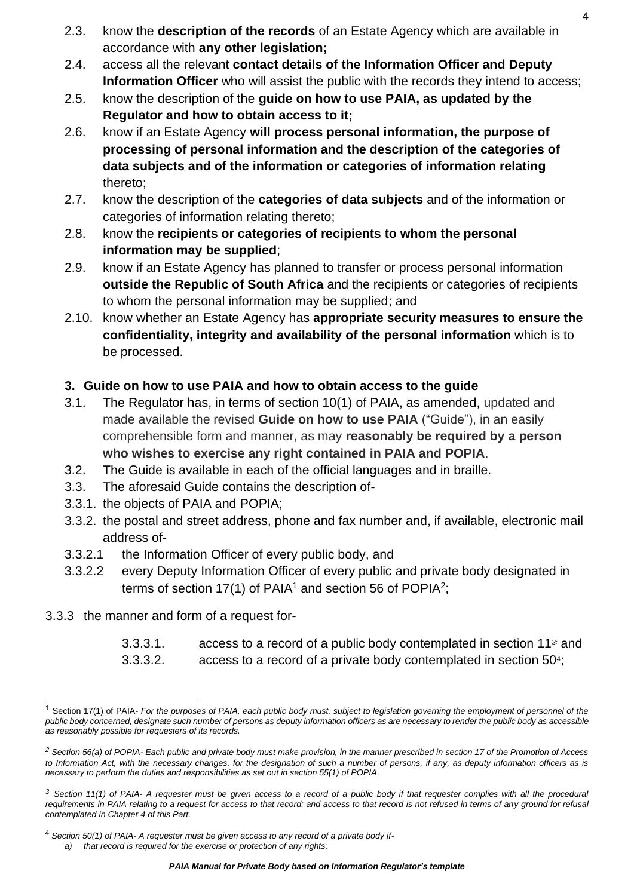2.3. know the **description of the records** of an Estate Agency which are available in accordance with **any other legislation;**

2.4. access all the relevant **contact details of the Information Officer and Deputy Information Officer** who will assist the public with the records they intend to access;

2.5. know the description of the **guide on how to use PAIA, as updated by the Regulator and how to obtain access to it;**

2.6. know if an Estate Agency **will process personal information, the purpose of processing of personal information and the description of the categories of data subjects and of the information or categories of information relating** thereto;

2.7. know the description of the **categories of data subjects** and of the information or categories of information relating thereto;

2.8. know the **recipients or categories of recipients to whom the personal information may be supplied**;

2.9. know if an Estate Agency has planned to transfer or process personal information **outside the Republic of South Africa** and the recipients or categories of recipients to whom the personal information may be supplied; and

2.10. know whether an Estate Agency has **appropriate security measures to ensure the confidentiality, integrity and availability of the personal information** which is to be processed.

## 3. Guide on how to use PAIA and how to obtain access to the guide

3.1. The Regulator has, in terms of section 10(1) of PAIA, as amended, updated and made available the revised **Guide on how to use PAIA** ("Guide"), in an easily comprehensible form and manner, as may **reasonably be required by a person who wishes to exercise any right contained in PAIA and POPIA**.

3.2. The Guide is available in each of the official languages and in braille.

3.3. The aforesaid Guide contains the description of-

3.3.1. the objects of PAIA and POPIA;

3.3.2. the postal and street address, phone and fax number and, if available, electronic mail address of-

3.3.2.1 the Information Officer of every public body, and

3.3.2.2 every Deputy Information Officer of every public and private body designated in terms of section 17(1) of PAIA[1] and section 56 of POPIA[2];

3.3.3 the manner and form of a request for-

3.3.3.1. access to a record of a public body contemplated in section 11[3]; and

3.3.3.2. access to a record of a private body contemplated in section 50[4];

---

[1] Section 17(1) of PAIA- *For the purposes of PAIA, each public body must, subject to legislation governing the employment of personnel of the public body concerned, designate such number of persons as deputy information officers as are necessary to render the public body as accessible as reasonably possible for requesters of its records.*

[2] *Section 56(a) of POPIA- Each public and private body must make provision, in the manner prescribed in section 17 of the Promotion of Access to Information Act, with the necessary changes, for the designation of such a number of persons, if any, as deputy information officers as is necessary to perform the duties and responsibilities as set out in section 55(1) of POPIA.*

[3] *Section 11(1) of PAIA- A requester must be given access to a record of a public body if that requester complies with all the procedural requirements in PAIA relating to a request for access to that record; and access to that record is not refused in terms of any ground for refusal contemplated in Chapter 4 of this Part.*

[4] *Section 50(1) of PAIA- A requester must be given access to any record of a private body if-*
*a) that record is required for the exercise or protection of any rights;*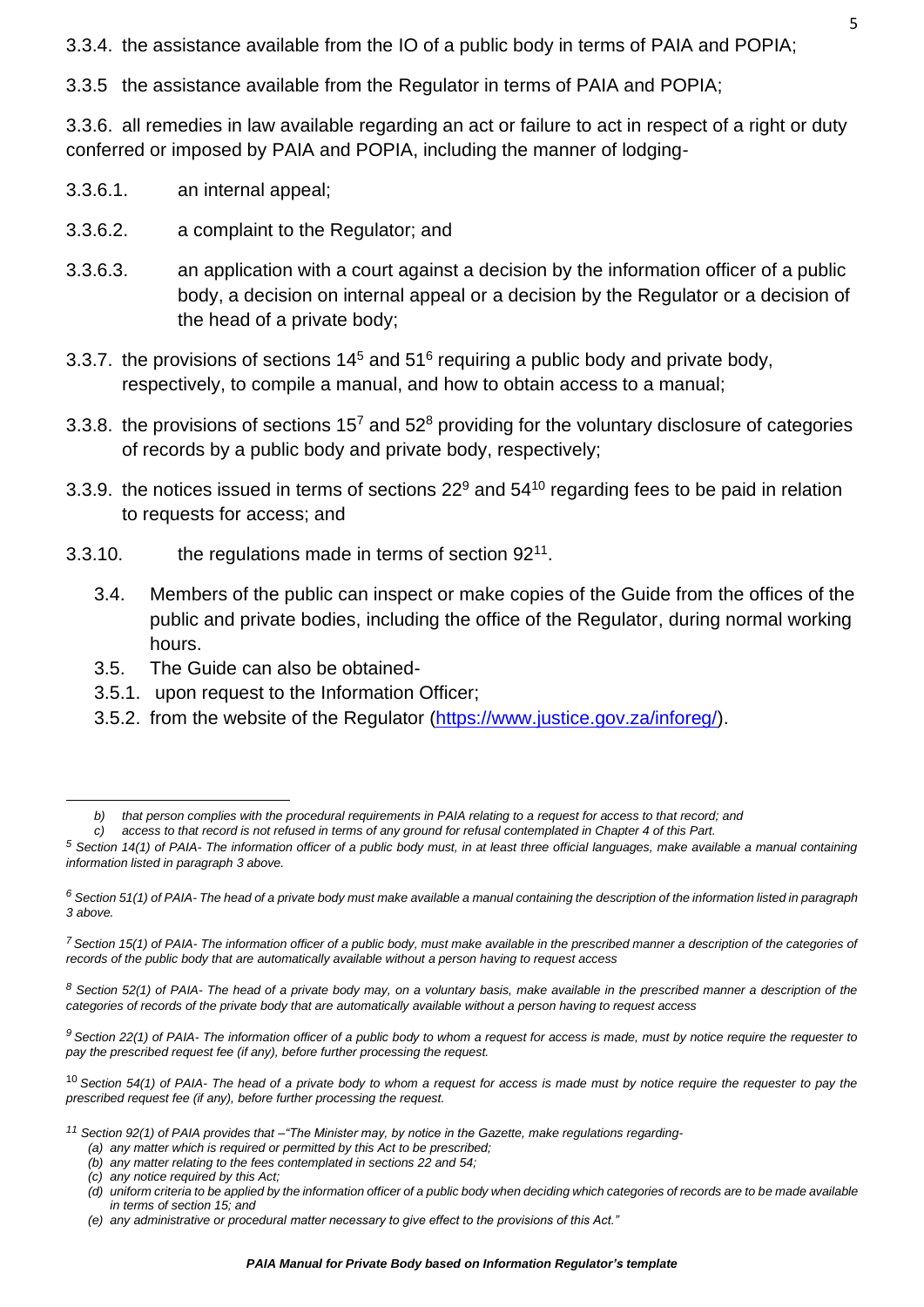3.3.4. the assistance available from the IO of a public body in terms of PAIA and POPIA;

3.3.5 the assistance available from the Regulator in terms of PAIA and POPIA;

3.3.6. all remedies in law available regarding an act or failure to act in respect of a right or duty conferred or imposed by PAIA and POPIA, including the manner of lodging-

3.3.6.1. an internal appeal;

3.3.6.2. a complaint to the Regulator; and

3.3.6.3. an application with a court against a decision by the information officer of a public body, a decision on internal appeal or a decision by the Regulator or a decision of the head of a private body;

3.3.7. the provisions of sections 14[5] and 51[6] requiring a public body and private body, respectively, to compile a manual, and how to obtain access to a manual;

3.3.8. the provisions of sections 15[7] and 52[8] providing for the voluntary disclosure of categories of records by a public body and private body, respectively;

3.3.9. the notices issued in terms of sections 22[9] and 54[10] regarding fees to be paid in relation to requests for access; and

3.3.10. the regulations made in terms of section 92[11].

3.4. Members of the public can inspect or make copies of the Guide from the offices of the public and private bodies, including the office of the Regulator, during normal working hours.

3.5. The Guide can also be obtained-

3.5.1. upon request to the Information Officer;

3.5.2. from the website of the Regulator (https://www.justice.gov.za/inforeg/).

---

*b) that person complies with the procedural requirements in PAIA relating to a request for access to that record; and*

*c) access to that record is not refused in terms of any ground for refusal contemplated in Chapter 4 of this Part.*

[5] *Section 14(1) of PAIA- The information officer of a public body must, in at least three official languages, make available a manual containing information listed in paragraph 3 above.*

[6] *Section 51(1) of PAIA- The head of a private body must make available a manual containing the description of the information listed in paragraph 3 above.*

[7] *Section 15(1) of PAIA- The information officer of a public body, must make available in the prescribed manner a description of the categories of records of the public body that are automatically available without a person having to request access*

[8] *Section 52(1) of PAIA- The head of a private body may, on a voluntary basis, make available in the prescribed manner a description of the categories of records of the private body that are automatically available without a person having to request access*

[9] *Section 22(1) of PAIA- The information officer of a public body to whom a request for access is made, must by notice require the requester to pay the prescribed request fee (if any), before further processing the request.*

[10] *Section 54(1) of PAIA- The head of a private body to whom a request for access is made must by notice require the requester to pay the prescribed request fee (if any), before further processing the request.*

[11] *Section 92(1) of PAIA provides that –"The Minister may, by notice in the Gazette, make regulations regarding-*

*(a) any matter which is required or permitted by this Act to be prescribed;*
*(b) any matter relating to the fees contemplated in sections 22 and 54;*
*(c) any notice required by this Act;*
*(d) uniform criteria to be applied by the information officer of a public body when deciding which categories of records are to be made available in terms of section 15; and*
*(e) any administrative or procedural matter necessary to give effect to the provisions of this Act."*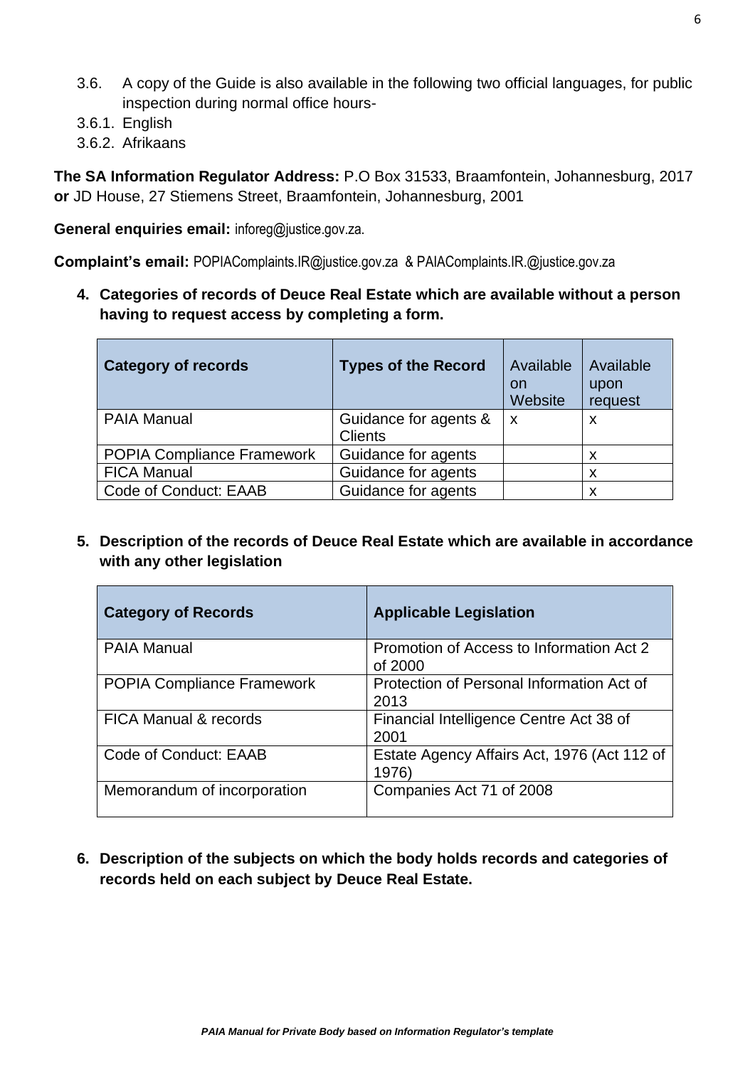3.6. A copy of the Guide is also available in the following two official languages, for public inspection during normal office hours-

3.6.1. English

3.6.2. Afrikaans

**The SA Information Regulator Address:** P.O Box 31533, Braamfontein, Johannesburg, 2017 **or** JD House, 27 Stiemens Street, Braamfontein, Johannesburg, 2001

**General enquiries email:** inforeg@justice.gov.za.

**Complaint's email:** POPIAComplaints.IR@justice.gov.za & PAIAComplaints.IR.@justice.gov.za

**4. Categories of records of Deuce Real Estate which are available without a person having to request access by completing a form.**

| Category of records | Types of the Record | Available on Website | Available upon request |
|---|---|---|---|
| PAIA Manual | Guidance for agents & Clients | x | x |
| POPIA Compliance Framework | Guidance for agents | | x |
| FICA Manual | Guidance for agents | | x |
| Code of Conduct: EAAB | Guidance for agents | | x |

**5. Description of the records of Deuce Real Estate which are available in accordance with any other legislation**

| Category of Records | Applicable Legislation |
|---|---|
| PAIA Manual | Promotion of Access to Information Act 2 of 2000 |
| POPIA Compliance Framework | Protection of Personal Information Act of 2013 |
| FICA Manual & records | Financial Intelligence Centre Act 38 of 2001 |
| Code of Conduct: EAAB | Estate Agency Affairs Act, 1976 (Act 112 of 1976) |
| Memorandum of incorporation | Companies Act 71 of 2008 |

**6. Description of the subjects on which the body holds records and categories of records held on each subject by Deuce Real Estate.**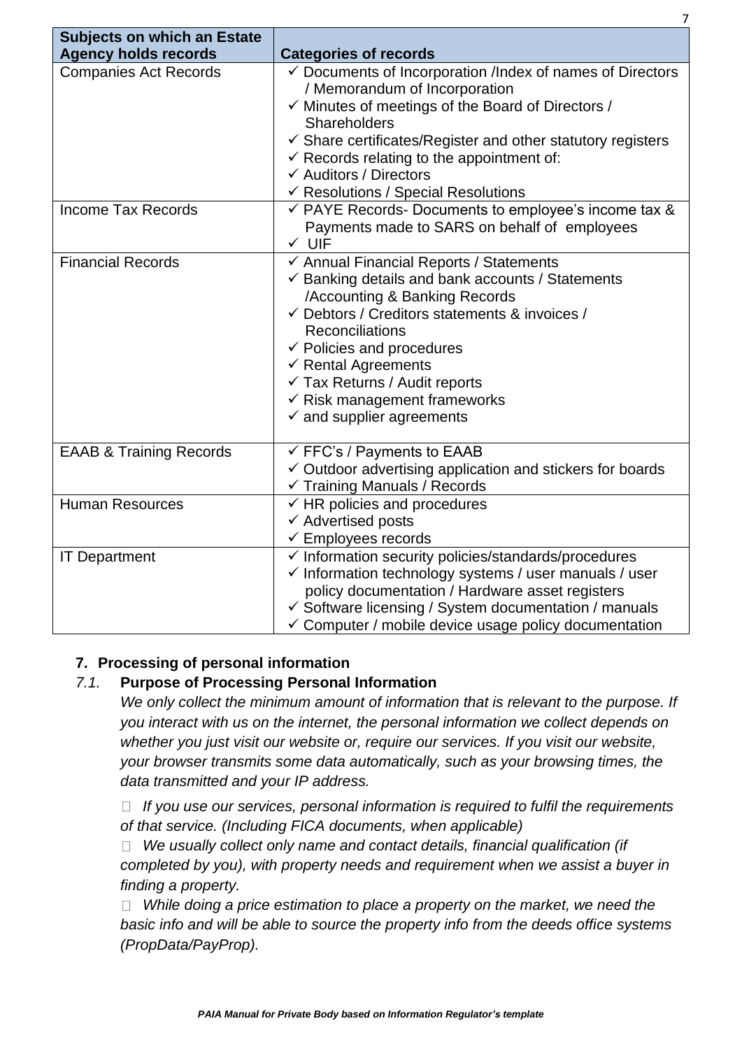| Subjects on which an Estate Agency holds records | Categories of records |
|---|---|
| Companies Act Records | ✓ Documents of Incorporation /Index of names of Directors / Memorandum of Incorporation<br>✓ Minutes of meetings of the Board of Directors / Shareholders<br>✓ Share certificates/Register and other statutory registers<br>✓ Records relating to the appointment of:<br>✓ Auditors / Directors<br>✓ Resolutions / Special Resolutions |
| Income Tax Records | ✓ PAYE Records- Documents to employee's income tax & Payments made to SARS on behalf of employees<br>✓ UIF |
| Financial Records | ✓ Annual Financial Reports / Statements<br>✓ Banking details and bank accounts / Statements /Accounting & Banking Records<br>✓ Debtors / Creditors statements & invoices / Reconciliations<br>✓ Policies and procedures<br>✓ Rental Agreements<br>✓ Tax Returns / Audit reports<br>✓ Risk management frameworks<br>✓ and supplier agreements |
| EAAB & Training Records | ✓ FFC's / Payments to EAAB<br>✓ Outdoor advertising application and stickers for boards<br>✓ Training Manuals / Records |
| Human Resources | ✓ HR policies and procedures<br>✓ Advertised posts<br>✓ Employees records |
| IT Department | ✓ Information security policies/standards/procedures<br>✓ Information technology systems / user manuals / user policy documentation / Hardware asset registers<br>✓ Software licensing / System documentation / manuals<br>✓ Computer / mobile device usage policy documentation |

## 7. Processing of personal information

### *7.1.* Purpose of Processing Personal Information

*We only collect the minimum amount of information that is relevant to the purpose. If you interact with us on the internet, the personal information we collect depends on whether you just visit our website or, require our services. If you visit our website, your browser transmits some data automatically, such as your browsing times, the data transmitted and your IP address.*

- *If you use our services, personal information is required to fulfil the requirements of that service. (Including FICA documents, when applicable)*
- *We usually collect only name and contact details, financial qualification (if completed by you), with property needs and requirement when we assist a buyer in finding a property.*
- *While doing a price estimation to place a property on the market, we need the basic info and will be able to source the property info from the deeds office systems (PropData/PayProp).*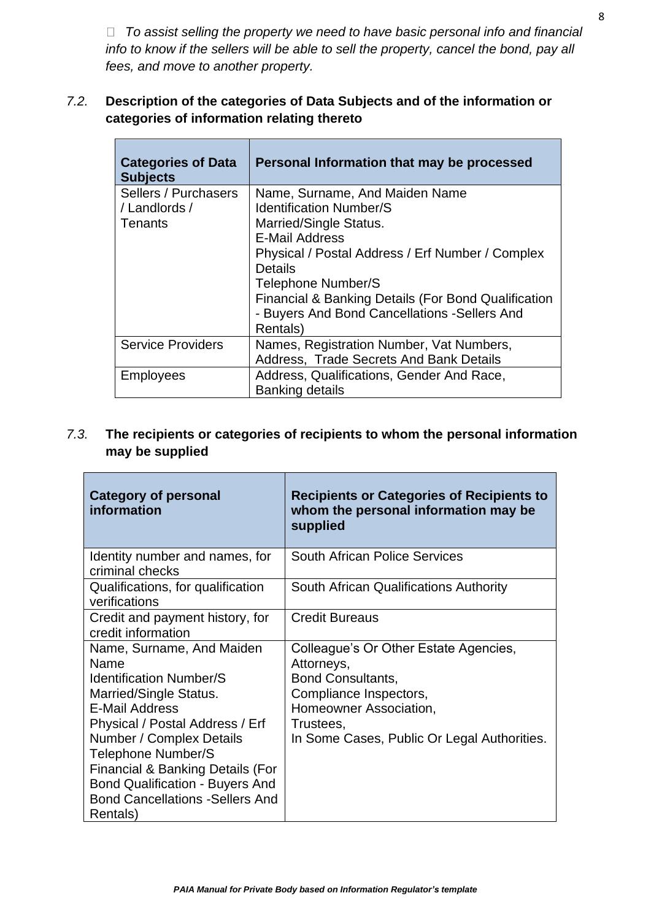- *To assist selling the property we need to have basic personal info and financial info to know if the sellers will be able to sell the property, cancel the bond, pay all fees, and move to another property.*

*7.2.* **Description of the categories of Data Subjects and of the information or categories of information relating thereto**

| **Categories of Data Subjects** | **Personal Information that may be processed** |
|---|---|
| Sellers / Purchasers / Landlords / Tenants | Name, Surname, And Maiden Name<br>Identification Number/S<br>Married/Single Status.<br>E-Mail Address<br>Physical / Postal Address / Erf Number / Complex Details<br>Telephone Number/S<br>Financial & Banking Details (For Bond Qualification - Buyers And Bond Cancellations -Sellers And Rentals) |
| Service Providers | Names, Registration Number, Vat Numbers, Address, Trade Secrets And Bank Details |
| Employees | Address, Qualifications, Gender And Race, Banking details |

*7.3.* **The recipients or categories of recipients to whom the personal information may be supplied**

| **Category of personal information** | **Recipients or Categories of Recipients to whom the personal information may be supplied** |
|---|---|
| Identity number and names, for criminal checks | South African Police Services |
| Qualifications, for qualification verifications | South African Qualifications Authority |
| Credit and payment history, for credit information | Credit Bureaus |
| Name, Surname, And Maiden Name<br>Identification Number/S<br>Married/Single Status.<br>E-Mail Address<br>Physical / Postal Address / Erf Number / Complex Details<br>Telephone Number/S<br>Financial & Banking Details (For Bond Qualification - Buyers And Bond Cancellations -Sellers And Rentals) | Colleague's Or Other Estate Agencies,<br>Attorneys,<br>Bond Consultants,<br>Compliance Inspectors,<br>Homeowner Association,<br>Trustees,<br>In Some Cases, Public Or Legal Authorities. |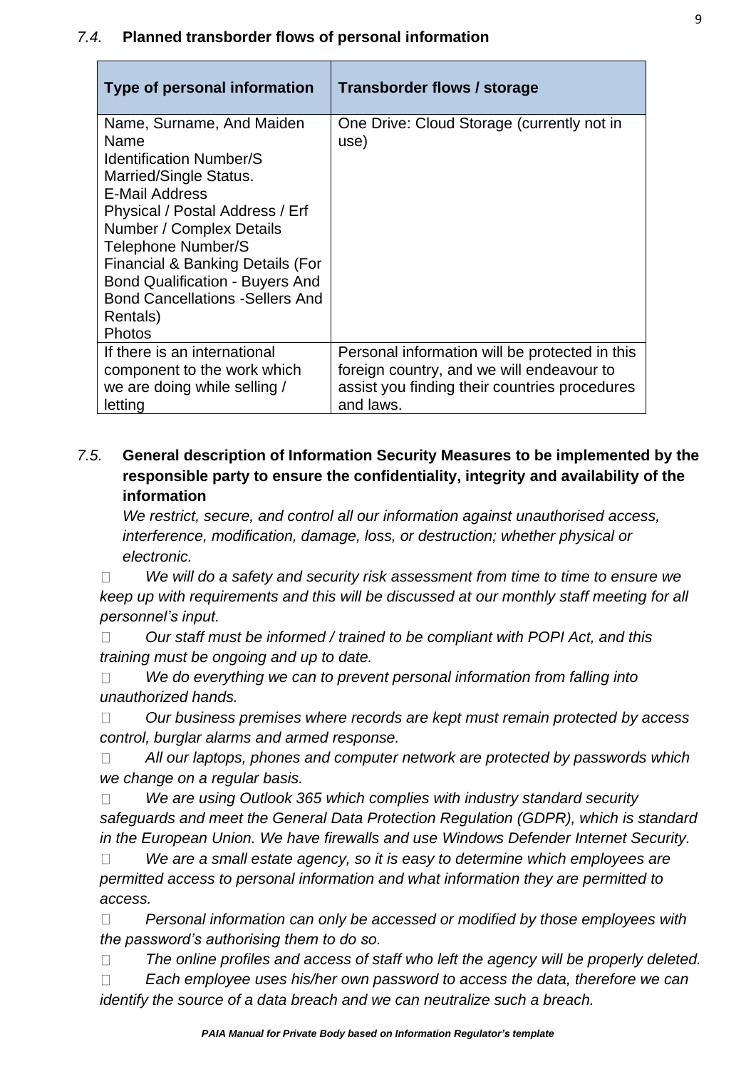### *7.4.* Planned transborder flows of personal information

| Type of personal information | Transborder flows / storage |
|---|---|
| Name, Surname, And Maiden Name<br>Identification Number/S<br>Married/Single Status.<br>E-Mail Address<br>Physical / Postal Address / Erf Number / Complex Details<br>Telephone Number/S<br>Financial & Banking Details (For Bond Qualification - Buyers And Bond Cancellations -Sellers And Rentals)<br>Photos | One Drive: Cloud Storage (currently not in use) |
| If there is an international component to the work which we are doing while selling / letting | Personal information will be protected in this foreign country, and we will endeavour to assist you finding their countries procedures and laws. |

### *7.5.* General description of Information Security Measures to be implemented by the responsible party to ensure the confidentiality, integrity and availability of the information

*We restrict, secure, and control all our information against unauthorised access, interference, modification, damage, loss, or destruction; whether physical or electronic.*

- *We will do a safety and security risk assessment from time to time to ensure we keep up with requirements and this will be discussed at our monthly staff meeting for all personnel's input.*
- *Our staff must be informed / trained to be compliant with POPI Act, and this training must be ongoing and up to date.*
- *We do everything we can to prevent personal information from falling into unauthorized hands.*
- *Our business premises where records are kept must remain protected by access control, burglar alarms and armed response.*
- *All our laptops, phones and computer network are protected by passwords which we change on a regular basis.*
- *We are using Outlook 365 which complies with industry standard security safeguards and meet the General Data Protection Regulation (GDPR), which is standard in the European Union. We have firewalls and use Windows Defender Internet Security.*
- *We are a small estate agency, so it is easy to determine which employees are permitted access to personal information and what information they are permitted to access.*
- *Personal information can only be accessed or modified by those employees with the password's authorising them to do so.*
- *The online profiles and access of staff who left the agency will be properly deleted.*
- *Each employee uses his/her own password to access the data, therefore we can identify the source of a data breach and we can neutralize such a breach.*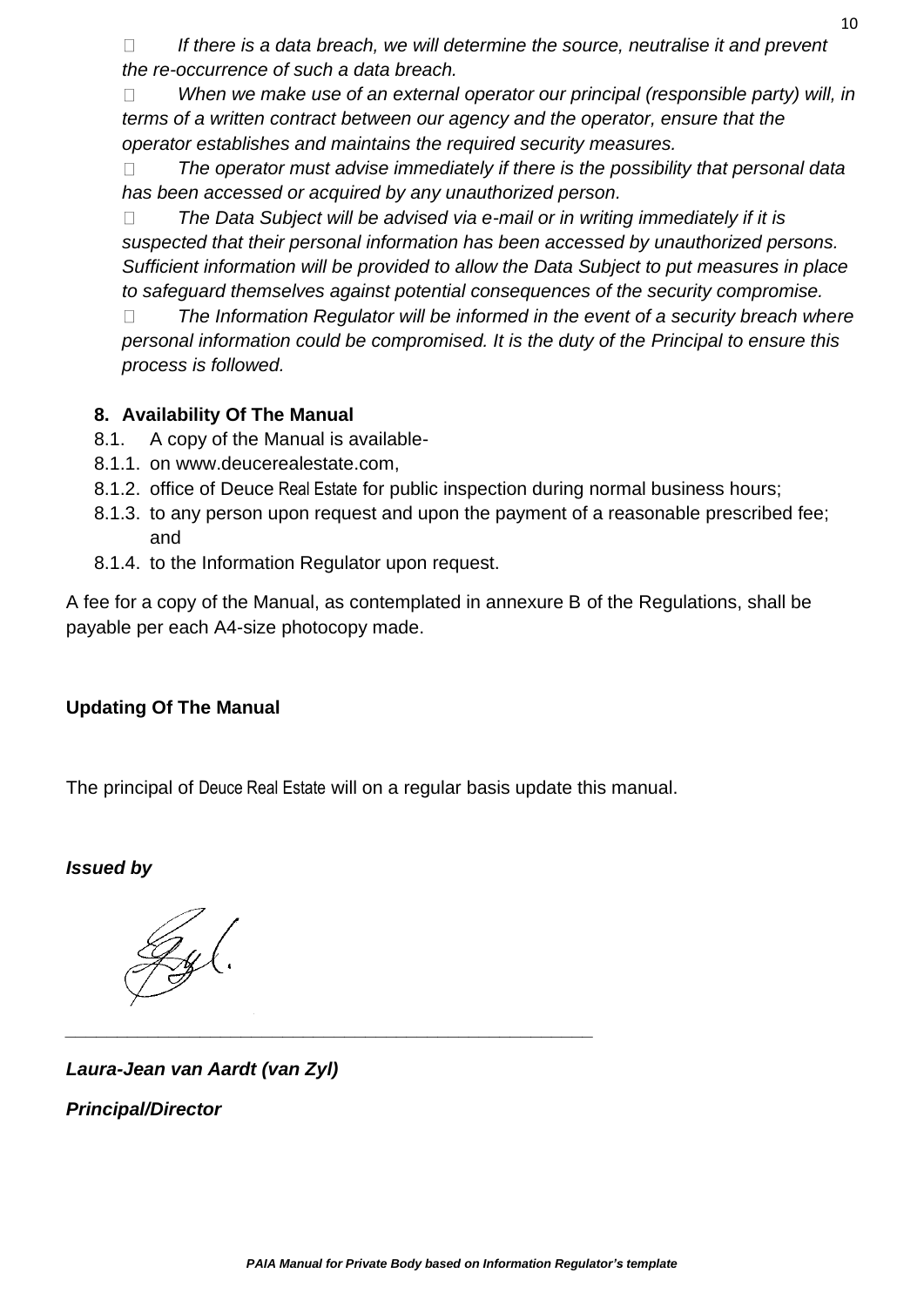- *If there is a data breach, we will determine the source, neutralise it and prevent the re-occurrence of such a data breach.*
- *When we make use of an external operator our principal (responsible party) will, in terms of a written contract between our agency and the operator, ensure that the operator establishes and maintains the required security measures.*
- *The operator must advise immediately if there is the possibility that personal data has been accessed or acquired by any unauthorized person.*
- *The Data Subject will be advised via e-mail or in writing immediately if it is suspected that their personal information has been accessed by unauthorized persons. Sufficient information will be provided to allow the Data Subject to put measures in place to safeguard themselves against potential consequences of the security compromise.*
- *The Information Regulator will be informed in the event of a security breach where personal information could be compromised. It is the duty of the Principal to ensure this process is followed.*

**8. Availability Of The Manual**

8.1. A copy of the Manual is available-

8.1.1. on www.deucerealestate.com,

8.1.2. office of Deuce Real Estate for public inspection during normal business hours;

8.1.3. to any person upon request and upon the payment of a reasonable prescribed fee; and

8.1.4. to the Information Regulator upon request.

A fee for a copy of the Manual, as contemplated in annexure B of the Regulations, shall be payable per each A4-size photocopy made.

**Updating Of The Manual**

The principal of Deuce Real Estate will on a regular basis update this manual.

***Issued by***

_______________________________________________

***Laura-Jean van Aardt (van Zyl)***

***Principal/Director***